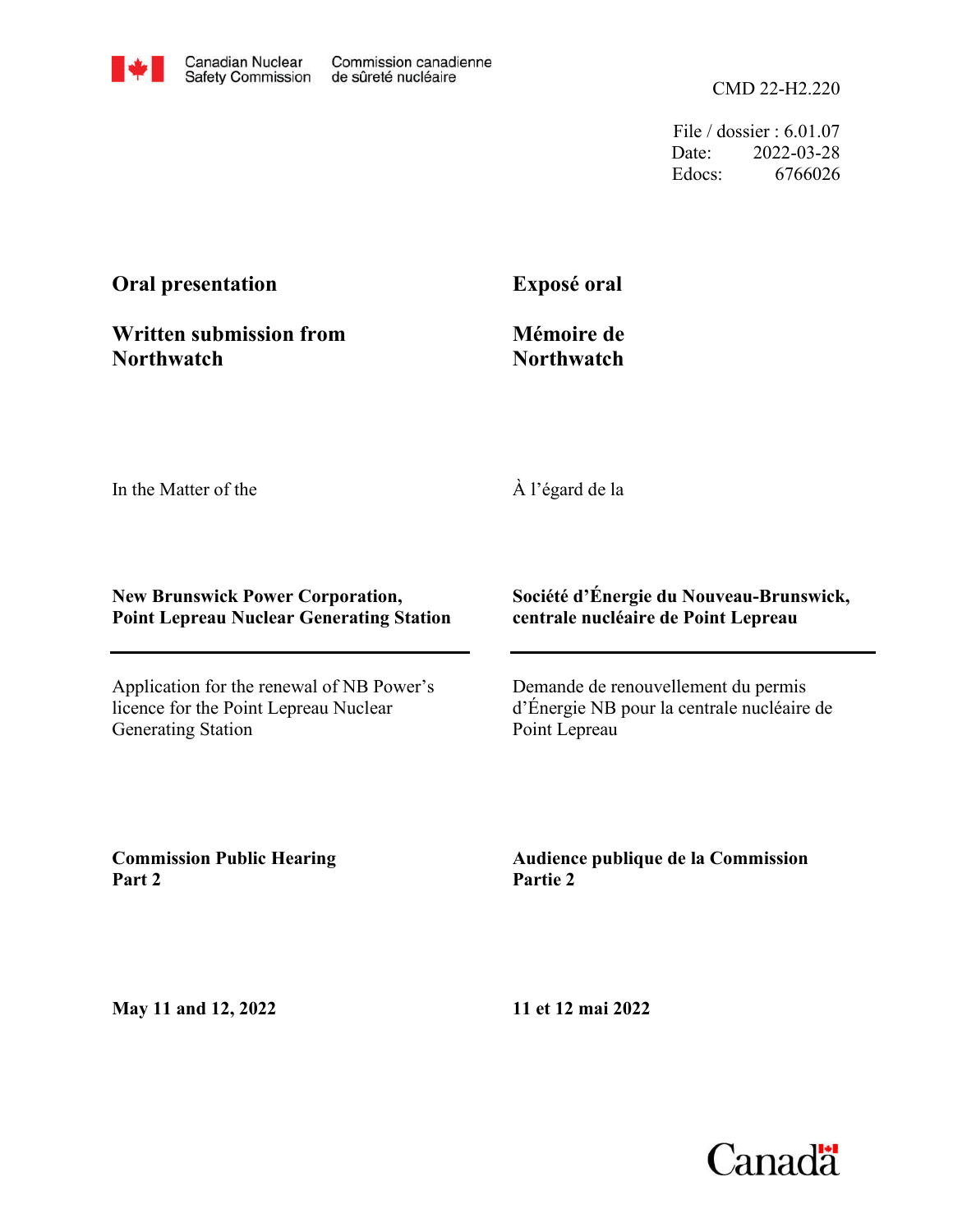Canadian Nuclear Safety Commission | Commission canadienne de sûreté nucléaire

CMD 22-H2.220

File / dossier : 6.01.07
Date: 2022-03-28
Edocs: 6766026

**Oral presentation**

**Written submission from Northwatch**

**Exposé oral**

**Mémoire de Northwatch**

In the Matter of the

À l'égard de la

**New Brunswick Power Corporation, Point Lepreau Nuclear Generating Station**

**Société d'Énergie du Nouveau-Brunswick, centrale nucléaire de Point Lepreau**

Application for the renewal of NB Power's licence for the Point Lepreau Nuclear Generating Station

Demande de renouvellement du permis d'Énergie NB pour la centrale nucléaire de Point Lepreau

**Commission Public Hearing Part 2**

**Audience publique de la Commission Partie 2**

**May 11 and 12, 2022**

**11 et 12 mai 2022**

Canada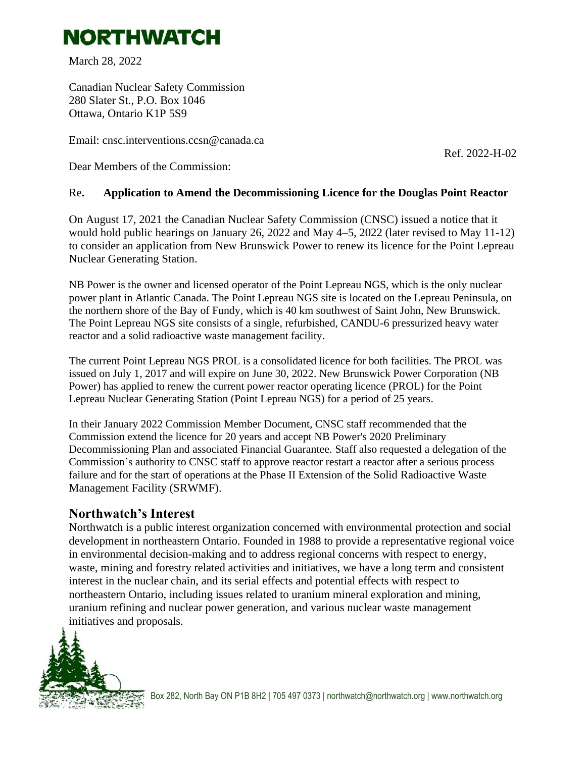# NORTHWATCH

March 28, 2022

Canadian Nuclear Safety Commission
280 Slater St., P.O. Box 1046
Ottawa, Ontario K1P 5S9

Email: cnsc.interventions.ccsn@canada.ca

Ref. 2022-H-02

Dear Members of the Commission:

Re. **Application to Amend the Decommissioning Licence for the Douglas Point Reactor**

On August 17, 2021 the Canadian Nuclear Safety Commission (CNSC) issued a notice that it would hold public hearings on January 26, 2022 and May 4–5, 2022 (later revised to May 11-12) to consider an application from New Brunswick Power to renew its licence for the Point Lepreau Nuclear Generating Station.

NB Power is the owner and licensed operator of the Point Lepreau NGS, which is the only nuclear power plant in Atlantic Canada. The Point Lepreau NGS site is located on the Lepreau Peninsula, on the northern shore of the Bay of Fundy, which is 40 km southwest of Saint John, New Brunswick. The Point Lepreau NGS site consists of a single, refurbished, CANDU-6 pressurized heavy water reactor and a solid radioactive waste management facility.

The current Point Lepreau NGS PROL is a consolidated licence for both facilities. The PROL was issued on July 1, 2017 and will expire on June 30, 2022. New Brunswick Power Corporation (NB Power) has applied to renew the current power reactor operating licence (PROL) for the Point Lepreau Nuclear Generating Station (Point Lepreau NGS) for a period of 25 years.

In their January 2022 Commission Member Document, CNSC staff recommended that the Commission extend the licence for 20 years and accept NB Power's 2020 Preliminary Decommissioning Plan and associated Financial Guarantee. Staff also requested a delegation of the Commission's authority to CNSC staff to approve reactor restart a reactor after a serious process failure and for the start of operations at the Phase II Extension of the Solid Radioactive Waste Management Facility (SRWMF).

## Northwatch's Interest

Northwatch is a public interest organization concerned with environmental protection and social development in northeastern Ontario. Founded in 1988 to provide a representative regional voice in environmental decision-making and to address regional concerns with respect to energy, waste, mining and forestry related activities and initiatives, we have a long term and consistent interest in the nuclear chain, and its serial effects and potential effects with respect to northeastern Ontario, including issues related to uranium mineral exploration and mining, uranium refining and nuclear power generation, and various nuclear waste management initiatives and proposals.

Box 282, North Bay ON P1B 8H2 | 705 497 0373 | northwatch@northwatch.org | www.northwatch.org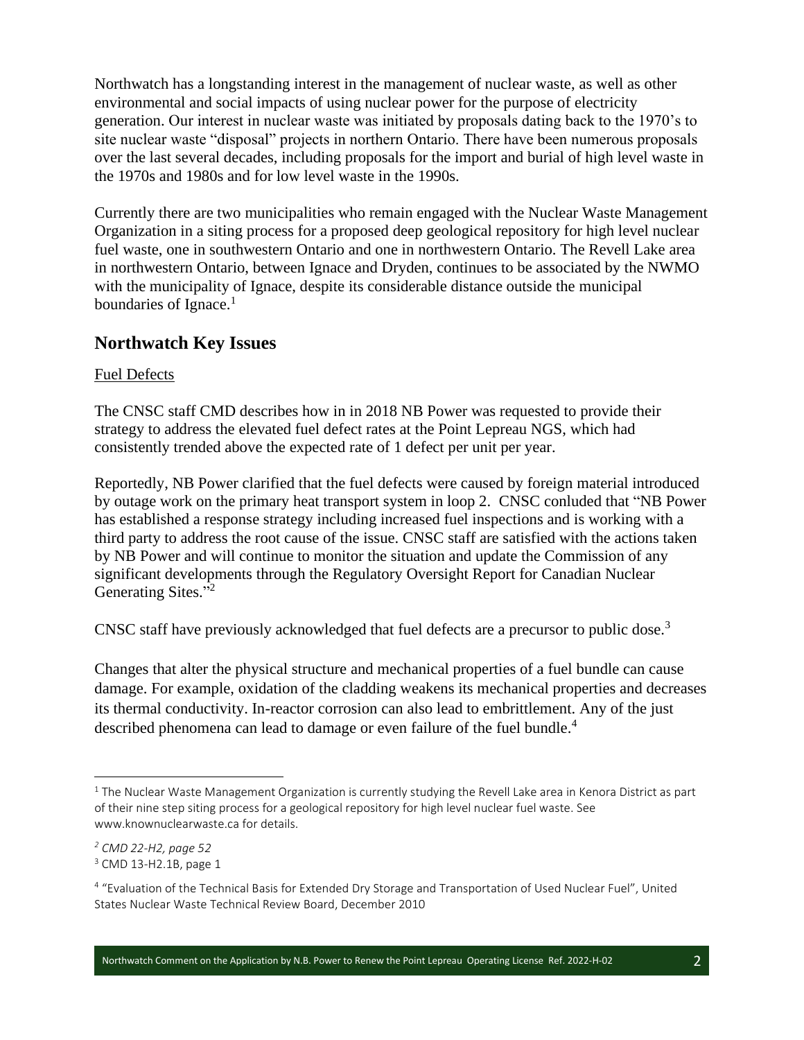Northwatch has a longstanding interest in the management of nuclear waste, as well as other environmental and social impacts of using nuclear power for the purpose of electricity generation. Our interest in nuclear waste was initiated by proposals dating back to the 1970's to site nuclear waste "disposal" projects in northern Ontario. There have been numerous proposals over the last several decades, including proposals for the import and burial of high level waste in the 1970s and 1980s and for low level waste in the 1990s.

Currently there are two municipalities who remain engaged with the Nuclear Waste Management Organization in a siting process for a proposed deep geological repository for high level nuclear fuel waste, one in southwestern Ontario and one in northwestern Ontario. The Revell Lake area in northwestern Ontario, between Ignace and Dryden, continues to be associated by the NWMO with the municipality of Ignace, despite its considerable distance outside the municipal boundaries of Ignace.[1]

## Northwatch Key Issues

<u>Fuel Defects</u>

The CNSC staff CMD describes how in in 2018 NB Power was requested to provide their strategy to address the elevated fuel defect rates at the Point Lepreau NGS, which had consistently trended above the expected rate of 1 defect per unit per year.

Reportedly, NB Power clarified that the fuel defects were caused by foreign material introduced by outage work on the primary heat transport system in loop 2. CNSC conluded that "NB Power has established a response strategy including increased fuel inspections and is working with a third party to address the root cause of the issue. CNSC staff are satisfied with the actions taken by NB Power and will continue to monitor the situation and update the Commission of any significant developments through the Regulatory Oversight Report for Canadian Nuclear Generating Sites."[2]

CNSC staff have previously acknowledged that fuel defects are a precursor to public dose.[3]

Changes that alter the physical structure and mechanical properties of a fuel bundle can cause damage. For example, oxidation of the cladding weakens its mechanical properties and decreases its thermal conductivity. In-reactor corrosion can also lead to embrittlement. Any of the just described phenomena can lead to damage or even failure of the fuel bundle.[4]

---

[1] The Nuclear Waste Management Organization is currently studying the Revell Lake area in Kenora District as part of their nine step siting process for a geological repository for high level nuclear fuel waste. See www.knownuclearwaste.ca for details.

[2] *CMD 22-H2, page 52*

[3] CMD 13-H2.1B, page 1

[4] "Evaluation of the Technical Basis for Extended Dry Storage and Transportation of Used Nuclear Fuel", United States Nuclear Waste Technical Review Board, December 2010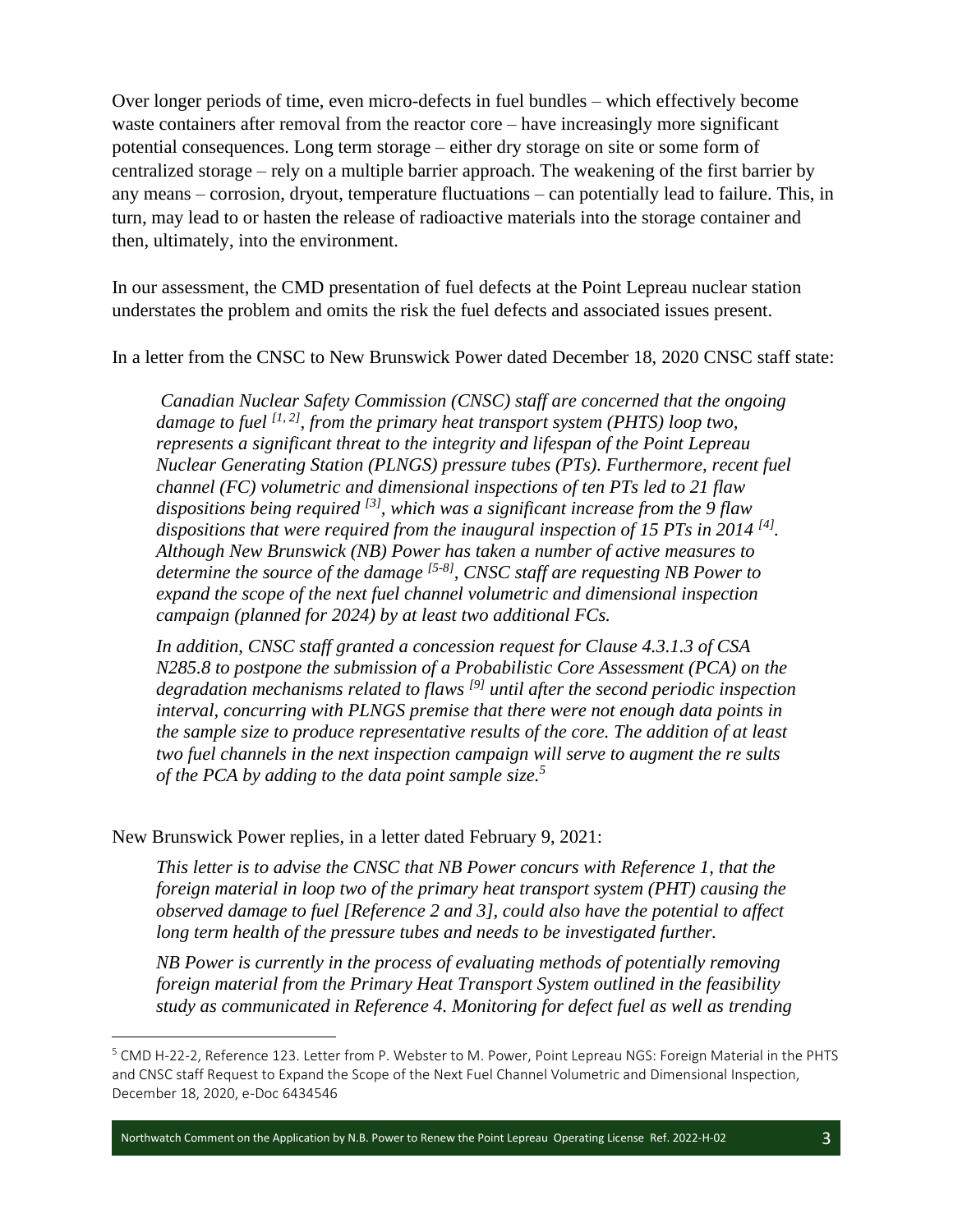Over longer periods of time, even micro-defects in fuel bundles – which effectively become waste containers after removal from the reactor core – have increasingly more significant potential consequences. Long term storage – either dry storage on site or some form of centralized storage – rely on a multiple barrier approach. The weakening of the first barrier by any means – corrosion, dryout, temperature fluctuations – can potentially lead to failure. This, in turn, may lead to or hasten the release of radioactive materials into the storage container and then, ultimately, into the environment.

In our assessment, the CMD presentation of fuel defects at the Point Lepreau nuclear station understates the problem and omits the risk the fuel defects and associated issues present.

In a letter from the CNSC to New Brunswick Power dated December 18, 2020 CNSC staff state:

> *Canadian Nuclear Safety Commission (CNSC) staff are concerned that the ongoing damage to fuel [1, 2], from the primary heat transport system (PHTS) loop two, represents a significant threat to the integrity and lifespan of the Point Lepreau Nuclear Generating Station (PLNGS) pressure tubes (PTs). Furthermore, recent fuel channel (FC) volumetric and dimensional inspections of ten PTs led to 21 flaw dispositions being required [3], which was a significant increase from the 9 flaw dispositions that were required from the inaugural inspection of 15 PTs in 2014 [4]. Although New Brunswick (NB) Power has taken a number of active measures to determine the source of the damage [5-8], CNSC staff are requesting NB Power to expand the scope of the next fuel channel volumetric and dimensional inspection campaign (planned for 2024) by at least two additional FCs.*
>
> *In addition, CNSC staff granted a concession request for Clause 4.3.1.3 of CSA N285.8 to postpone the submission of a Probabilistic Core Assessment (PCA) on the degradation mechanisms related to flaws [9] until after the second periodic inspection interval, concurring with PLNGS premise that there were not enough data points in the sample size to produce representative results of the core. The addition of at least two fuel channels in the next inspection campaign will serve to augment the re sults of the PCA by adding to the data point sample size.*[5]

New Brunswick Power replies, in a letter dated February 9, 2021:

> *This letter is to advise the CNSC that NB Power concurs with Reference 1, that the foreign material in loop two of the primary heat transport system (PHT) causing the observed damage to fuel [Reference 2 and 3], could also have the potential to affect long term health of the pressure tubes and needs to be investigated further.*
>
> *NB Power is currently in the process of evaluating methods of potentially removing foreign material from the Primary Heat Transport System outlined in the feasibility study as communicated in Reference 4. Monitoring for defect fuel as well as trending*

---

[5] CMD H-22-2, Reference 123. Letter from P. Webster to M. Power, Point Lepreau NGS: Foreign Material in the PHTS and CNSC staff Request to Expand the Scope of the Next Fuel Channel Volumetric and Dimensional Inspection, December 18, 2020, e-Doc 6434546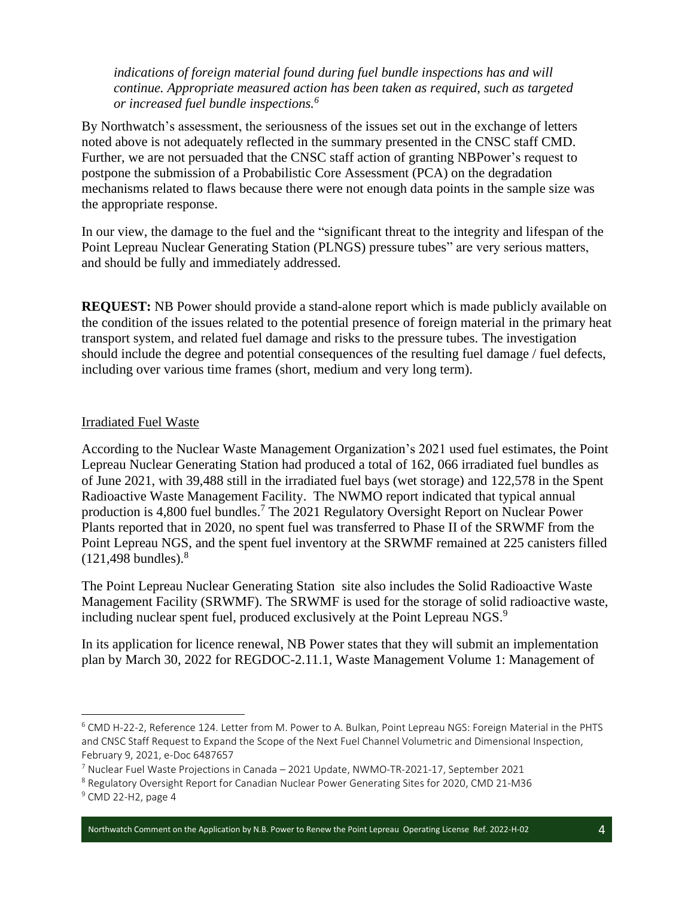*indications of foreign material found during fuel bundle inspections has and will continue. Appropriate measured action has been taken as required, such as targeted or increased fuel bundle inspections.*[6]

By Northwatch's assessment, the seriousness of the issues set out in the exchange of letters noted above is not adequately reflected in the summary presented in the CNSC staff CMD. Further, we are not persuaded that the CNSC staff action of granting NBPower's request to postpone the submission of a Probabilistic Core Assessment (PCA) on the degradation mechanisms related to flaws because there were not enough data points in the sample size was the appropriate response.

In our view, the damage to the fuel and the "significant threat to the integrity and lifespan of the Point Lepreau Nuclear Generating Station (PLNGS) pressure tubes" are very serious matters, and should be fully and immediately addressed.

**REQUEST:** NB Power should provide a stand-alone report which is made publicly available on the condition of the issues related to the potential presence of foreign material in the primary heat transport system, and related fuel damage and risks to the pressure tubes. The investigation should include the degree and potential consequences of the resulting fuel damage / fuel defects, including over various time frames (short, medium and very long term).

Irradiated Fuel Waste

According to the Nuclear Waste Management Organization's 2021 used fuel estimates, the Point Lepreau Nuclear Generating Station had produced a total of 162, 066 irradiated fuel bundles as of June 2021, with 39,488 still in the irradiated fuel bays (wet storage) and 122,578 in the Spent Radioactive Waste Management Facility. The NWMO report indicated that typical annual production is 4,800 fuel bundles.[7] The 2021 Regulatory Oversight Report on Nuclear Power Plants reported that in 2020, no spent fuel was transferred to Phase II of the SRWMF from the Point Lepreau NGS, and the spent fuel inventory at the SRWMF remained at 225 canisters filled (121,498 bundles).[8]

The Point Lepreau Nuclear Generating Station site also includes the Solid Radioactive Waste Management Facility (SRWMF). The SRWMF is used for the storage of solid radioactive waste, including nuclear spent fuel, produced exclusively at the Point Lepreau NGS.[9]

In its application for licence renewal, NB Power states that they will submit an implementation plan by March 30, 2022 for REGDOC-2.11.1, Waste Management Volume 1: Management of

---

[6] CMD H-22-2, Reference 124. Letter from M. Power to A. Bulkan, Point Lepreau NGS: Foreign Material in the PHTS and CNSC Staff Request to Expand the Scope of the Next Fuel Channel Volumetric and Dimensional Inspection, February 9, 2021, e-Doc 6487657

[7] Nuclear Fuel Waste Projections in Canada – 2021 Update, NWMO-TR-2021-17, September 2021

[8] Regulatory Oversight Report for Canadian Nuclear Power Generating Sites for 2020, CMD 21-M36

[9] CMD 22-H2, page 4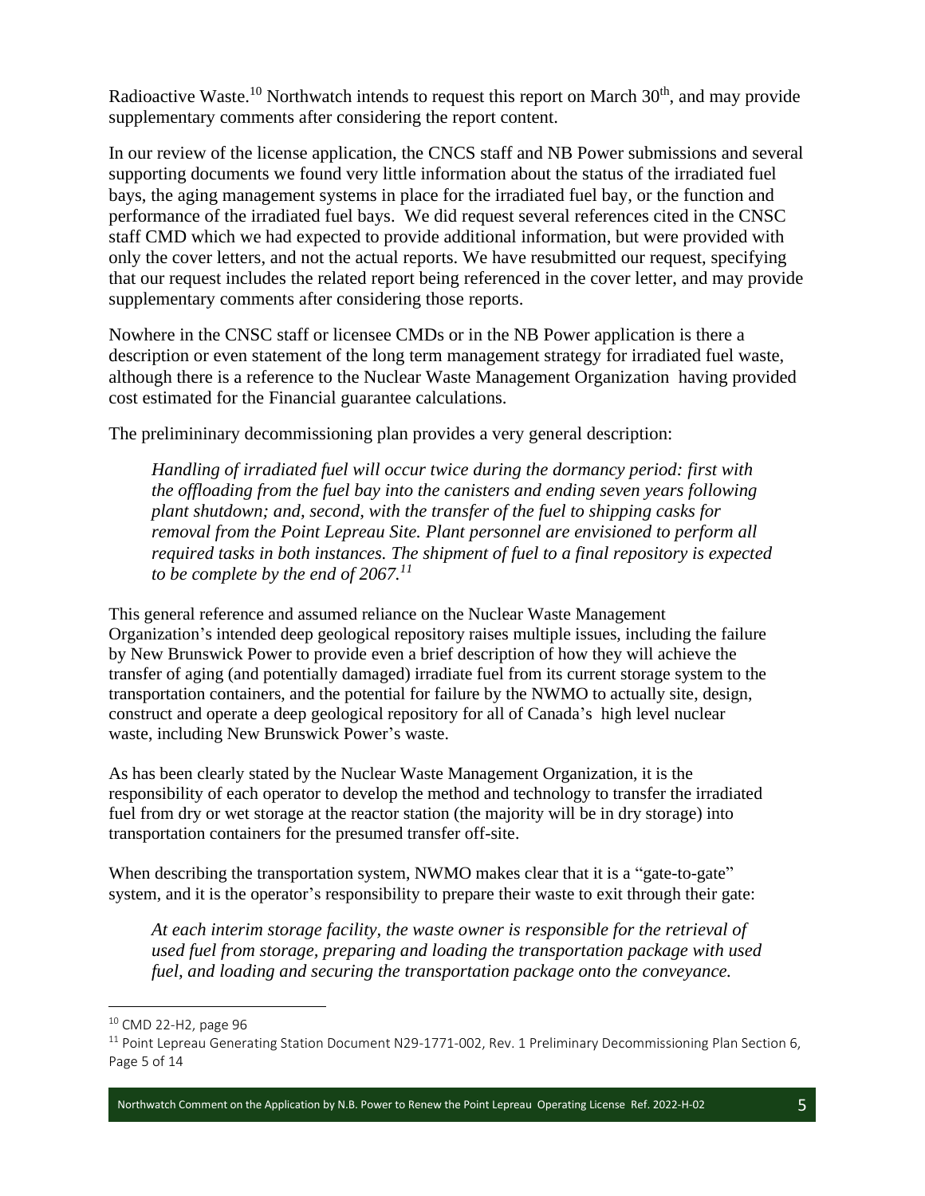Radioactive Waste.[10] Northwatch intends to request this report on March 30th, and may provide supplementary comments after considering the report content.

In our review of the license application, the CNCS staff and NB Power submissions and several supporting documents we found very little information about the status of the irradiated fuel bays, the aging management systems in place for the irradiated fuel bay, or the function and performance of the irradiated fuel bays. We did request several references cited in the CNSC staff CMD which we had expected to provide additional information, but were provided with only the cover letters, and not the actual reports. We have resubmitted our request, specifying that our request includes the related report being referenced in the cover letter, and may provide supplementary comments after considering those reports.

Nowhere in the CNSC staff or licensee CMDs or in the NB Power application is there a description or even statement of the long term management strategy for irradiated fuel waste, although there is a reference to the Nuclear Waste Management Organization having provided cost estimated for the Financial guarantee calculations.

The prelimininary decommissioning plan provides a very general description:

> *Handling of irradiated fuel will occur twice during the dormancy period: first with the offloading from the fuel bay into the canisters and ending seven years following plant shutdown; and, second, with the transfer of the fuel to shipping casks for removal from the Point Lepreau Site. Plant personnel are envisioned to perform all required tasks in both instances. The shipment of fuel to a final repository is expected to be complete by the end of 2067.*[11]

This general reference and assumed reliance on the Nuclear Waste Management Organization's intended deep geological repository raises multiple issues, including the failure by New Brunswick Power to provide even a brief description of how they will achieve the transfer of aging (and potentially damaged) irradiate fuel from its current storage system to the transportation containers, and the potential for failure by the NWMO to actually site, design, construct and operate a deep geological repository for all of Canada's high level nuclear waste, including New Brunswick Power's waste.

As has been clearly stated by the Nuclear Waste Management Organization, it is the responsibility of each operator to develop the method and technology to transfer the irradiated fuel from dry or wet storage at the reactor station (the majority will be in dry storage) into transportation containers for the presumed transfer off-site.

When describing the transportation system, NWMO makes clear that it is a "gate-to-gate" system, and it is the operator's responsibility to prepare their waste to exit through their gate:

> *At each interim storage facility, the waste owner is responsible for the retrieval of used fuel from storage, preparing and loading the transportation package with used fuel, and loading and securing the transportation package onto the conveyance.*

---

[10] CMD 22-H2, page 96

[11] Point Lepreau Generating Station Document N29-1771-002, Rev. 1 Preliminary Decommissioning Plan Section 6, Page 5 of 14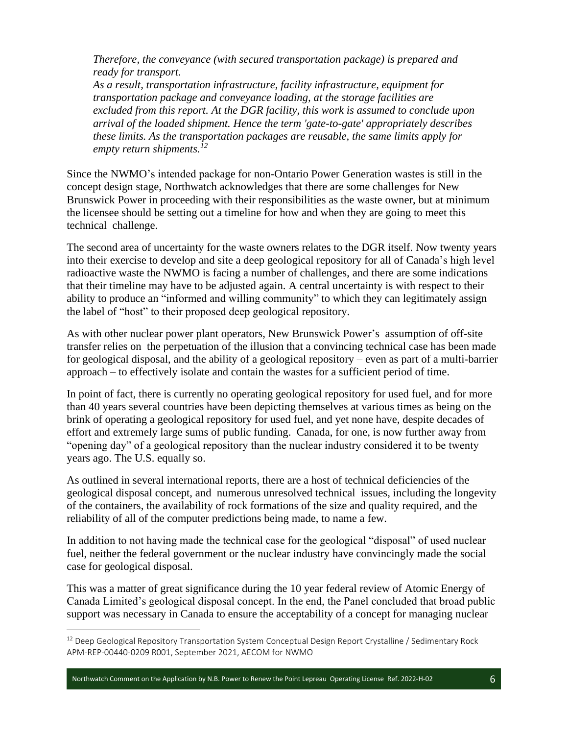*Therefore, the conveyance (with secured transportation package) is prepared and ready for transport.*
*As a result, transportation infrastructure, facility infrastructure, equipment for transportation package and conveyance loading, at the storage facilities are excluded from this report. At the DGR facility, this work is assumed to conclude upon arrival of the loaded shipment. Hence the term 'gate-to-gate' appropriately describes these limits. As the transportation packages are reusable, the same limits apply for empty return shipments.*[12]

Since the NWMO's intended package for non-Ontario Power Generation wastes is still in the concept design stage, Northwatch acknowledges that there are some challenges for New Brunswick Power in proceeding with their responsibilities as the waste owner, but at minimum the licensee should be setting out a timeline for how and when they are going to meet this technical challenge.

The second area of uncertainty for the waste owners relates to the DGR itself. Now twenty years into their exercise to develop and site a deep geological repository for all of Canada's high level radioactive waste the NWMO is facing a number of challenges, and there are some indications that their timeline may have to be adjusted again. A central uncertainty is with respect to their ability to produce an "informed and willing community" to which they can legitimately assign the label of "host" to their proposed deep geological repository.

As with other nuclear power plant operators, New Brunswick Power's assumption of off-site transfer relies on the perpetuation of the illusion that a convincing technical case has been made for geological disposal, and the ability of a geological repository – even as part of a multi-barrier approach – to effectively isolate and contain the wastes for a sufficient period of time.

In point of fact, there is currently no operating geological repository for used fuel, and for more than 40 years several countries have been depicting themselves at various times as being on the brink of operating a geological repository for used fuel, and yet none have, despite decades of effort and extremely large sums of public funding. Canada, for one, is now further away from "opening day" of a geological repository than the nuclear industry considered it to be twenty years ago. The U.S. equally so.

As outlined in several international reports, there are a host of technical deficiencies of the geological disposal concept, and numerous unresolved technical issues, including the longevity of the containers, the availability of rock formations of the size and quality required, and the reliability of all of the computer predictions being made, to name a few.

In addition to not having made the technical case for the geological "disposal" of used nuclear fuel, neither the federal government or the nuclear industry have convincingly made the social case for geological disposal.

This was a matter of great significance during the 10 year federal review of Atomic Energy of Canada Limited's geological disposal concept. In the end, the Panel concluded that broad public support was necessary in Canada to ensure the acceptability of a concept for managing nuclear

---

[12] Deep Geological Repository Transportation System Conceptual Design Report Crystalline / Sedimentary Rock APM-REP-00440-0209 R001, September 2021, AECOM for NWMO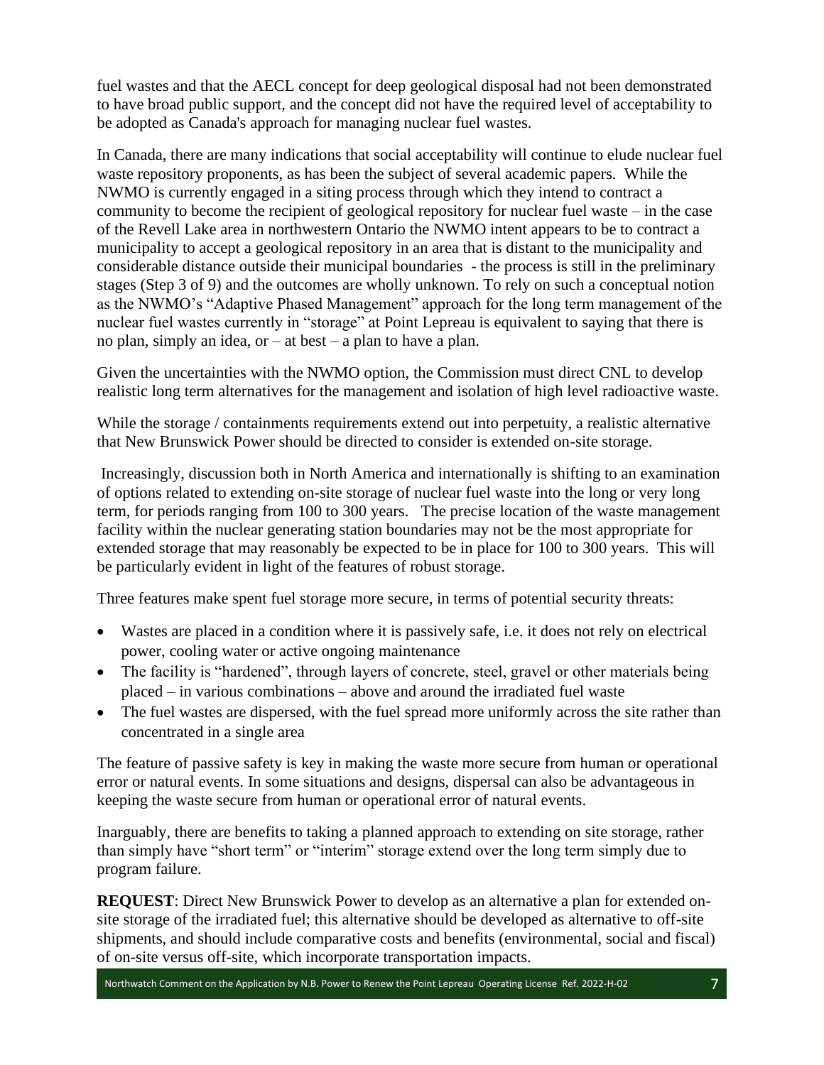fuel wastes and that the AECL concept for deep geological disposal had not been demonstrated to have broad public support, and the concept did not have the required level of acceptability to be adopted as Canada's approach for managing nuclear fuel wastes.

In Canada, there are many indications that social acceptability will continue to elude nuclear fuel waste repository proponents, as has been the subject of several academic papers. While the NWMO is currently engaged in a siting process through which they intend to contract a community to become the recipient of geological repository for nuclear fuel waste – in the case of the Revell Lake area in northwestern Ontario the NWMO intent appears to be to contract a municipality to accept a geological repository in an area that is distant to the municipality and considerable distance outside their municipal boundaries - the process is still in the preliminary stages (Step 3 of 9) and the outcomes are wholly unknown. To rely on such a conceptual notion as the NWMO's "Adaptive Phased Management" approach for the long term management of the nuclear fuel wastes currently in "storage" at Point Lepreau is equivalent to saying that there is no plan, simply an idea, or – at best – a plan to have a plan.

Given the uncertainties with the NWMO option, the Commission must direct CNL to develop realistic long term alternatives for the management and isolation of high level radioactive waste.

While the storage / containments requirements extend out into perpetuity, a realistic alternative that New Brunswick Power should be directed to consider is extended on-site storage.

Increasingly, discussion both in North America and internationally is shifting to an examination of options related to extending on-site storage of nuclear fuel waste into the long or very long term, for periods ranging from 100 to 300 years. The precise location of the waste management facility within the nuclear generating station boundaries may not be the most appropriate for extended storage that may reasonably be expected to be in place for 100 to 300 years. This will be particularly evident in light of the features of robust storage.

Three features make spent fuel storage more secure, in terms of potential security threats:

- Wastes are placed in a condition where it is passively safe, i.e. it does not rely on electrical power, cooling water or active ongoing maintenance
- The facility is "hardened", through layers of concrete, steel, gravel or other materials being placed – in various combinations – above and around the irradiated fuel waste
- The fuel wastes are dispersed, with the fuel spread more uniformly across the site rather than concentrated in a single area

The feature of passive safety is key in making the waste more secure from human or operational error or natural events. In some situations and designs, dispersal can also be advantageous in keeping the waste secure from human or operational error of natural events.

Inarguably, there are benefits to taking a planned approach to extending on site storage, rather than simply have "short term" or "interim" storage extend over the long term simply due to program failure.

**REQUEST**: Direct New Brunswick Power to develop as an alternative a plan for extended on-site storage of the irradiated fuel; this alternative should be developed as alternative to off-site shipments, and should include comparative costs and benefits (environmental, social and fiscal) of on-site versus off-site, which incorporate transportation impacts.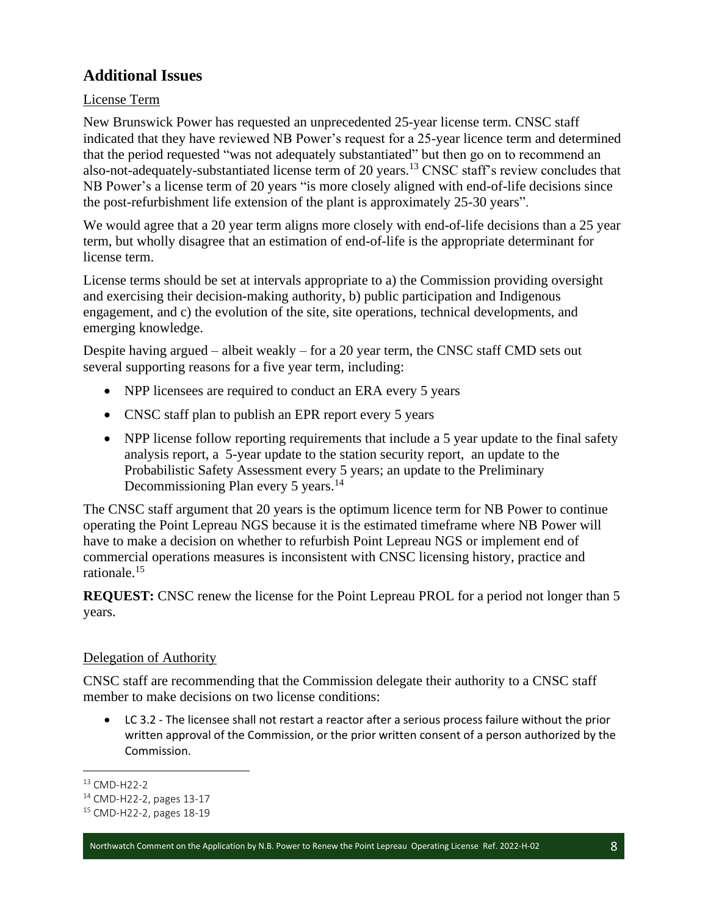## Additional Issues

License Term

New Brunswick Power has requested an unprecedented 25-year license term. CNSC staff indicated that they have reviewed NB Power's request for a 25-year licence term and determined that the period requested "was not adequately substantiated" but then go on to recommend an also-not-adequately-substantiated license term of 20 years.[13] CNSC staff's review concludes that NB Power's a license term of 20 years "is more closely aligned with end-of-life decisions since the post-refurbishment life extension of the plant is approximately 25-30 years".

We would agree that a 20 year term aligns more closely with end-of-life decisions than a 25 year term, but wholly disagree that an estimation of end-of-life is the appropriate determinant for license term.

License terms should be set at intervals appropriate to a) the Commission providing oversight and exercising their decision-making authority, b) public participation and Indigenous engagement, and c) the evolution of the site, site operations, technical developments, and emerging knowledge.

Despite having argued – albeit weakly – for a 20 year term, the CNSC staff CMD sets out several supporting reasons for a five year term, including:

- NPP licensees are required to conduct an ERA every 5 years
- CNSC staff plan to publish an EPR report every 5 years
- NPP license follow reporting requirements that include a 5 year update to the final safety analysis report, a 5-year update to the station security report, an update to the Probabilistic Safety Assessment every 5 years; an update to the Preliminary Decommissioning Plan every 5 years.[14]

The CNSC staff argument that 20 years is the optimum licence term for NB Power to continue operating the Point Lepreau NGS because it is the estimated timeframe where NB Power will have to make a decision on whether to refurbish Point Lepreau NGS or implement end of commercial operations measures is inconsistent with CNSC licensing history, practice and rationale.[15]

**REQUEST:** CNSC renew the license for the Point Lepreau PROL for a period not longer than 5 years.

Delegation of Authority

CNSC staff are recommending that the Commission delegate their authority to a CNSC staff member to make decisions on two license conditions:

- LC 3.2 - The licensee shall not restart a reactor after a serious process failure without the prior written approval of the Commission, or the prior written consent of a person authorized by the Commission.

[13] CMD-H22-2
[14] CMD-H22-2, pages 13-17
[15] CMD-H22-2, pages 18-19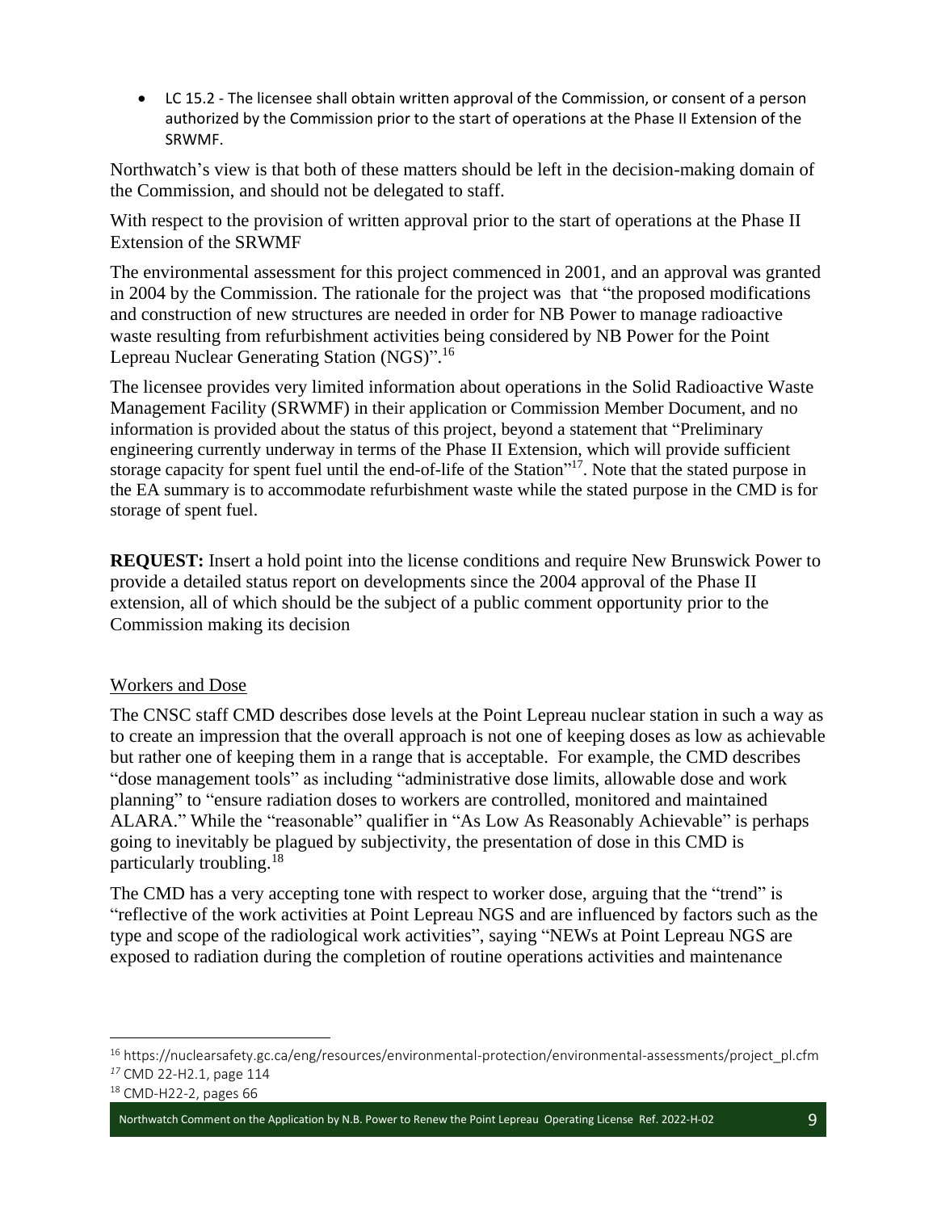- LC 15.2 - The licensee shall obtain written approval of the Commission, or consent of a person authorized by the Commission prior to the start of operations at the Phase II Extension of the SRWMF.

Northwatch's view is that both of these matters should be left in the decision-making domain of the Commission, and should not be delegated to staff.

With respect to the provision of written approval prior to the start of operations at the Phase II Extension of the SRWMF

The environmental assessment for this project commenced in 2001, and an approval was granted in 2004 by the Commission. The rationale for the project was that "the proposed modifications and construction of new structures are needed in order for NB Power to manage radioactive waste resulting from refurbishment activities being considered by NB Power for the Point Lepreau Nuclear Generating Station (NGS)".[16]

The licensee provides very limited information about operations in the Solid Radioactive Waste Management Facility (SRWMF) in their application or Commission Member Document, and no information is provided about the status of this project, beyond a statement that "Preliminary engineering currently underway in terms of the Phase II Extension, which will provide sufficient storage capacity for spent fuel until the end-of-life of the Station"[17]. Note that the stated purpose in the EA summary is to accommodate refurbishment waste while the stated purpose in the CMD is for storage of spent fuel.

**REQUEST:** Insert a hold point into the license conditions and require New Brunswick Power to provide a detailed status report on developments since the 2004 approval of the Phase II extension, all of which should be the subject of a public comment opportunity prior to the Commission making its decision

Workers and Dose

The CNSC staff CMD describes dose levels at the Point Lepreau nuclear station in such a way as to create an impression that the overall approach is not one of keeping doses as low as achievable but rather one of keeping them in a range that is acceptable. For example, the CMD describes "dose management tools" as including "administrative dose limits, allowable dose and work planning" to "ensure radiation doses to workers are controlled, monitored and maintained ALARA." While the "reasonable" qualifier in "As Low As Reasonably Achievable" is perhaps going to inevitably be plagued by subjectivity, the presentation of dose in this CMD is particularly troubling.[18]

The CMD has a very accepting tone with respect to worker dose, arguing that the "trend" is "reflective of the work activities at Point Lepreau NGS and are influenced by factors such as the type and scope of the radiological work activities", saying "NEWs at Point Lepreau NGS are exposed to radiation during the completion of routine operations activities and maintenance

---

[16] https://nuclearsafety.gc.ca/eng/resources/environmental-protection/environmental-assessments/project_pl.cfm

[17] CMD 22-H2.1, page 114

[18] CMD-H22-2, pages 66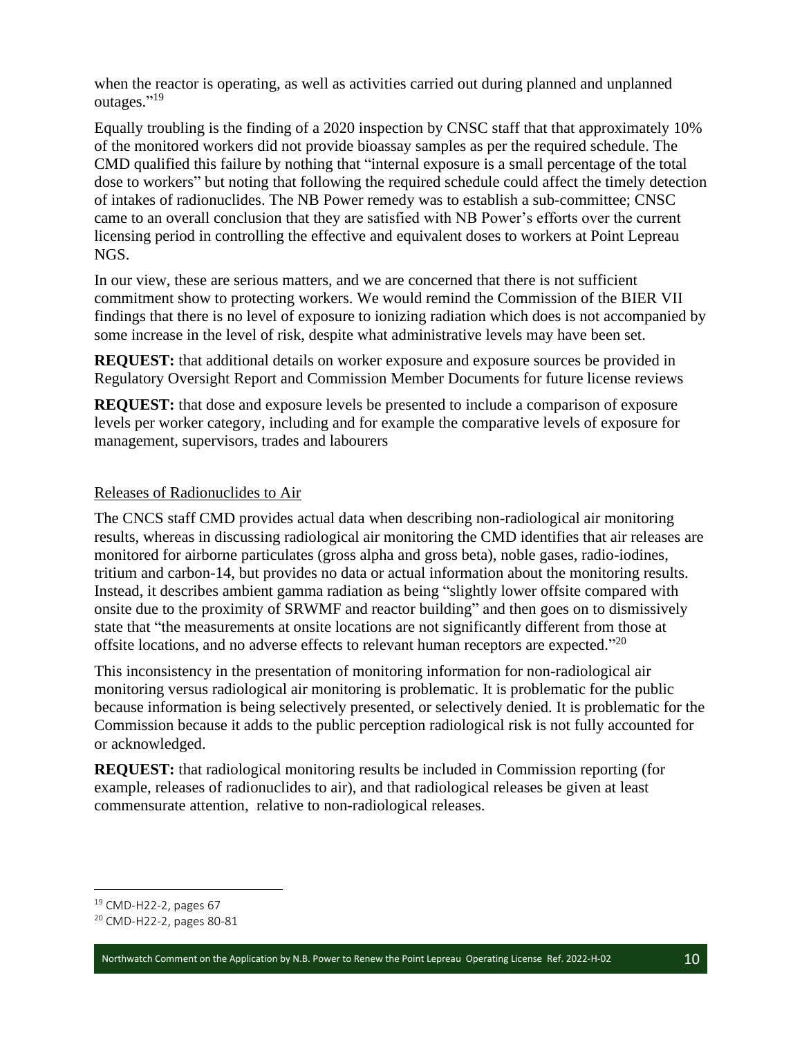when the reactor is operating, as well as activities carried out during planned and unplanned outages."[19]

Equally troubling is the finding of a 2020 inspection by CNSC staff that that approximately 10% of the monitored workers did not provide bioassay samples as per the required schedule. The CMD qualified this failure by nothing that "internal exposure is a small percentage of the total dose to workers" but noting that following the required schedule could affect the timely detection of intakes of radionuclides. The NB Power remedy was to establish a sub-committee; CNSC came to an overall conclusion that they are satisfied with NB Power's efforts over the current licensing period in controlling the effective and equivalent doses to workers at Point Lepreau NGS.

In our view, these are serious matters, and we are concerned that there is not sufficient commitment show to protecting workers. We would remind the Commission of the BIER VII findings that there is no level of exposure to ionizing radiation which does is not accompanied by some increase in the level of risk, despite what administrative levels may have been set.

**REQUEST:** that additional details on worker exposure and exposure sources be provided in Regulatory Oversight Report and Commission Member Documents for future license reviews

**REQUEST:** that dose and exposure levels be presented to include a comparison of exposure levels per worker category, including and for example the comparative levels of exposure for management, supervisors, trades and labourers

## Releases of Radionuclides to Air

The CNCS staff CMD provides actual data when describing non-radiological air monitoring results, whereas in discussing radiological air monitoring the CMD identifies that air releases are monitored for airborne particulates (gross alpha and gross beta), noble gases, radio-iodines, tritium and carbon-14, but provides no data or actual information about the monitoring results. Instead, it describes ambient gamma radiation as being "slightly lower offsite compared with onsite due to the proximity of SRWMF and reactor building" and then goes on to dismissively state that "the measurements at onsite locations are not significantly different from those at offsite locations, and no adverse effects to relevant human receptors are expected."[20]

This inconsistency in the presentation of monitoring information for non-radiological air monitoring versus radiological air monitoring is problematic. It is problematic for the public because information is being selectively presented, or selectively denied. It is problematic for the Commission because it adds to the public perception radiological risk is not fully accounted for or acknowledged.

**REQUEST:** that radiological monitoring results be included in Commission reporting (for example, releases of radionuclides to air), and that radiological releases be given at least commensurate attention, relative to non-radiological releases.

---

[19] CMD-H22-2, pages 67

[20] CMD-H22-2, pages 80-81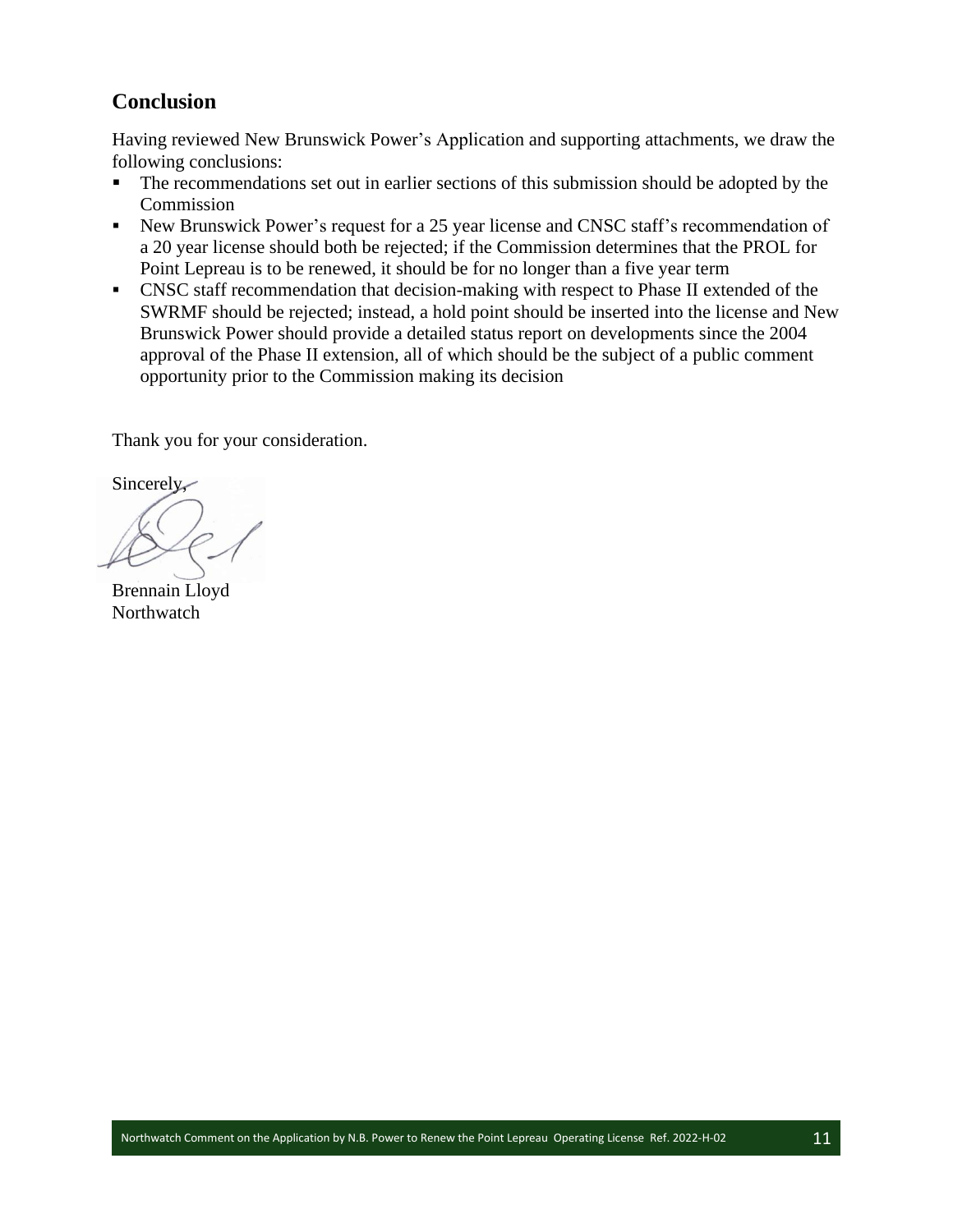## Conclusion

Having reviewed New Brunswick Power's Application and supporting attachments, we draw the following conclusions:

- The recommendations set out in earlier sections of this submission should be adopted by the Commission
- New Brunswick Power's request for a 25 year license and CNSC staff's recommendation of a 20 year license should both be rejected; if the Commission determines that the PROL for Point Lepreau is to be renewed, it should be for no longer than a five year term
- CNSC staff recommendation that decision-making with respect to Phase II extended of the SWRMF should be rejected; instead, a hold point should be inserted into the license and New Brunswick Power should provide a detailed status report on developments since the 2004 approval of the Phase II extension, all of which should be the subject of a public comment opportunity prior to the Commission making its decision

Thank you for your consideration.

Sincerely,

Brennain Lloyd
Northwatch